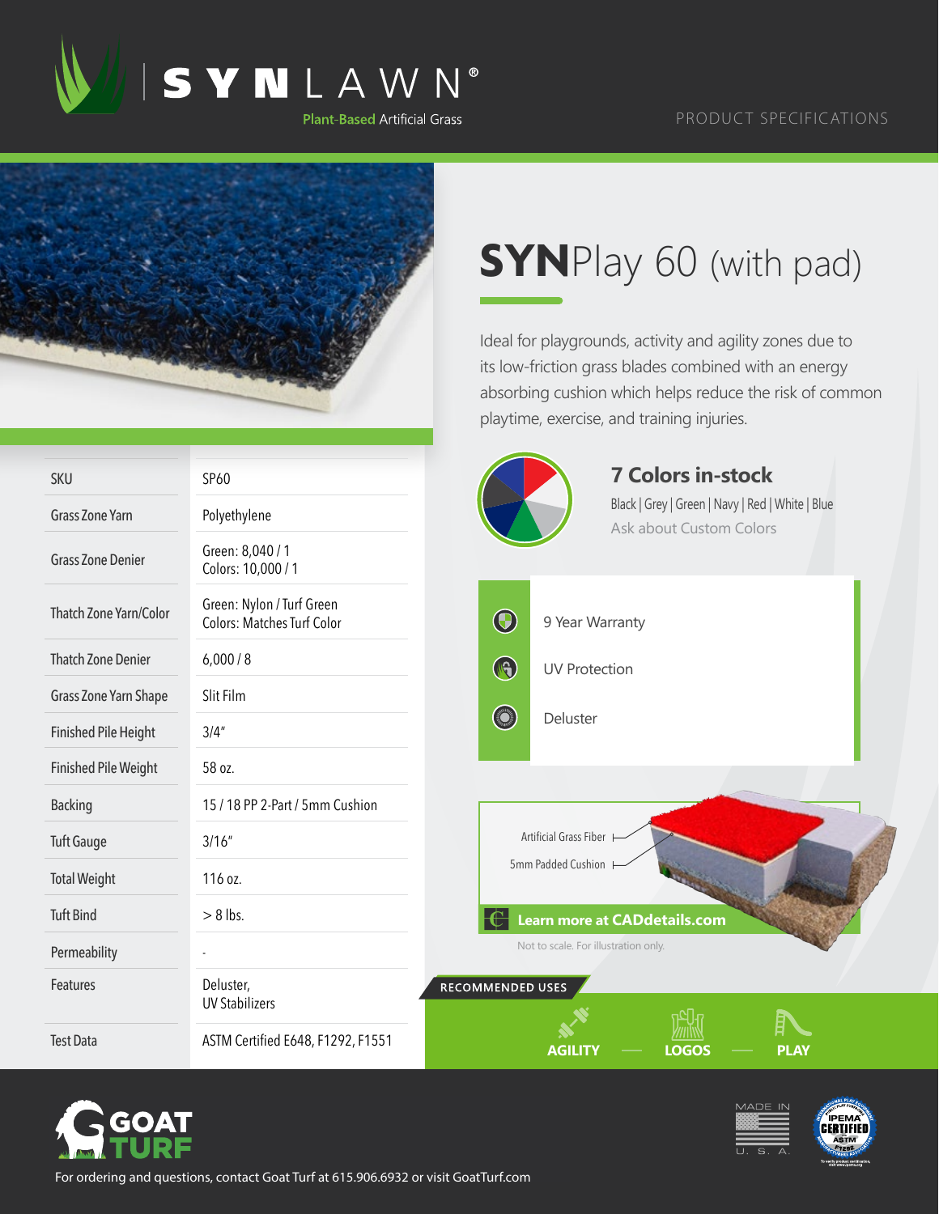SYNLAWN®

Plant-Based Artificial Grass

PRODUCT SPECIFICATIONS

# SYNPlay 60 (with pad)

Ideal for playgrounds, activity and agility zones due to its low-friction grass blades combined with an energy absorbing cushion which helps reduce the risk of common playtime, exercise, and training injuries.

| SKU | SP60 |
|---|---|
| Grass Zone Yarn | Polyethylene |
| Grass Zone Denier | Green: 8,040 / 1<br>Colors: 10,000 / 1 |
| Thatch Zone Yarn/Color | Green: Nylon / Turf Green<br>Colors: Matches Turf Color |
| Thatch Zone Denier | 6,000 / 8 |
| Grass Zone Yarn Shape | Slit Film |
| Finished Pile Height | 3/4" |
| Finished Pile Weight | 58 oz. |
| Backing | 15 / 18 PP 2-Part / 5mm Cushion |
| Tuft Gauge | 3/16" |
| Total Weight | 116 oz. |
| Tuft Bind | > 8 lbs. |
| Permeability | - |
| Features | Deluster,<br>UV Stabilizers |
| Test Data | ASTM Certified E648, F1292, F1551 |

## 7 Colors in-stock

Black | Grey | Green | Navy | Red | White | Blue

Ask about Custom Colors

- 9 Year Warranty
- UV Protection
- Deluster

Artificial Grass Fiber

5mm Padded Cushion

Learn more at CADdetails.com

Not to scale. For illustration only.

## RECOMMENDED USES

AGILITY — LOGOS — PLAY

GOAT TURF

MADE IN U.S.A.

IPEMA CERTIFIED ASTM F1292

For ordering and questions, contact Goat Turf at 615.906.6932 or visit GoatTurf.com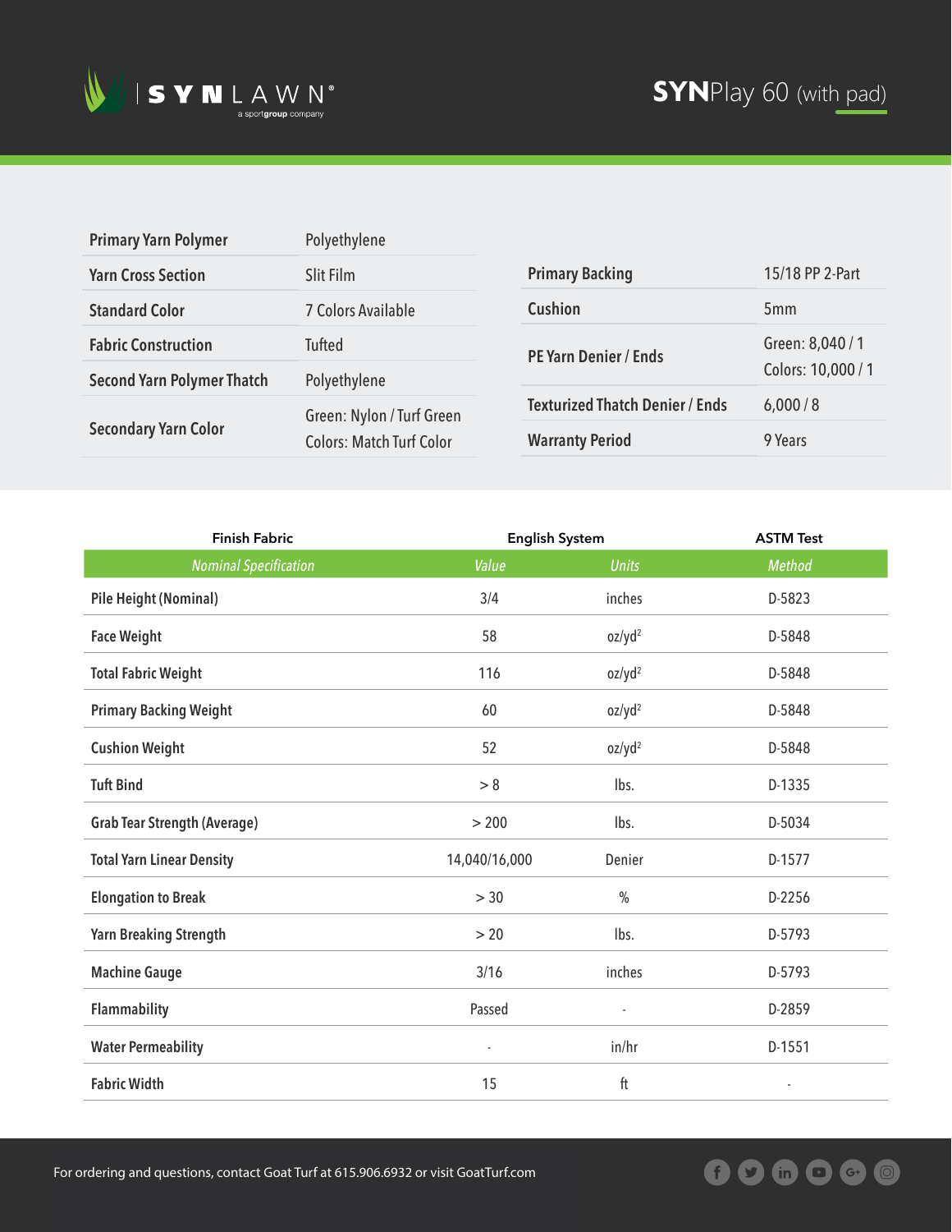SYNLAWN®
a sportgroup company

# SYNPlay 60 (with pad)

| | |
|---|---|
| Primary Yarn Polymer | Polyethylene |
| Yarn Cross Section | Slit Film |
| Standard Color | 7 Colors Available |
| Fabric Construction | Tufted |
| Second Yarn Polymer Thatch | Polyethylene |
| Secondary Yarn Color | Green: Nylon / Turf Green<br>Colors: Match Turf Color |

| | |
|---|---|
| Primary Backing | 15/18 PP 2-Part |
| Cushion | 5mm |
| PE Yarn Denier / Ends | Green: 8,040 / 1<br>Colors: 10,000 / 1 |
| Texturized Thatch Denier / Ends | 6,000 / 8 |
| Warranty Period | 9 Years |

| Finish Fabric | English System | | ASTM Test |
|---|---|---|---|
| *Nominal Specification* | *Value* | *Units* | *Method* |
| Pile Height (Nominal) | 3/4 | inches | D-5823 |
| Face Weight | 58 | oz/yd² | D-5848 |
| Total Fabric Weight | 116 | oz/yd² | D-5848 |
| Primary Backing Weight | 60 | oz/yd² | D-5848 |
| Cushion Weight | 52 | oz/yd² | D-5848 |
| Tuft Bind | > 8 | lbs. | D-1335 |
| Grab Tear Strength (Average) | > 200 | lbs. | D-5034 |
| Total Yarn Linear Density | 14,040/16,000 | Denier | D-1577 |
| Elongation to Break | > 30 | % | D-2256 |
| Yarn Breaking Strength | > 20 | lbs. | D-5793 |
| Machine Gauge | 3/16 | inches | D-5793 |
| Flammability | Passed | - | D-2859 |
| Water Permeability | - | in/hr | D-1551 |
| Fabric Width | 15 | ft | - |

For ordering and questions, contact Goat Turf at 615.906.6932 or visit GoatTurf.com